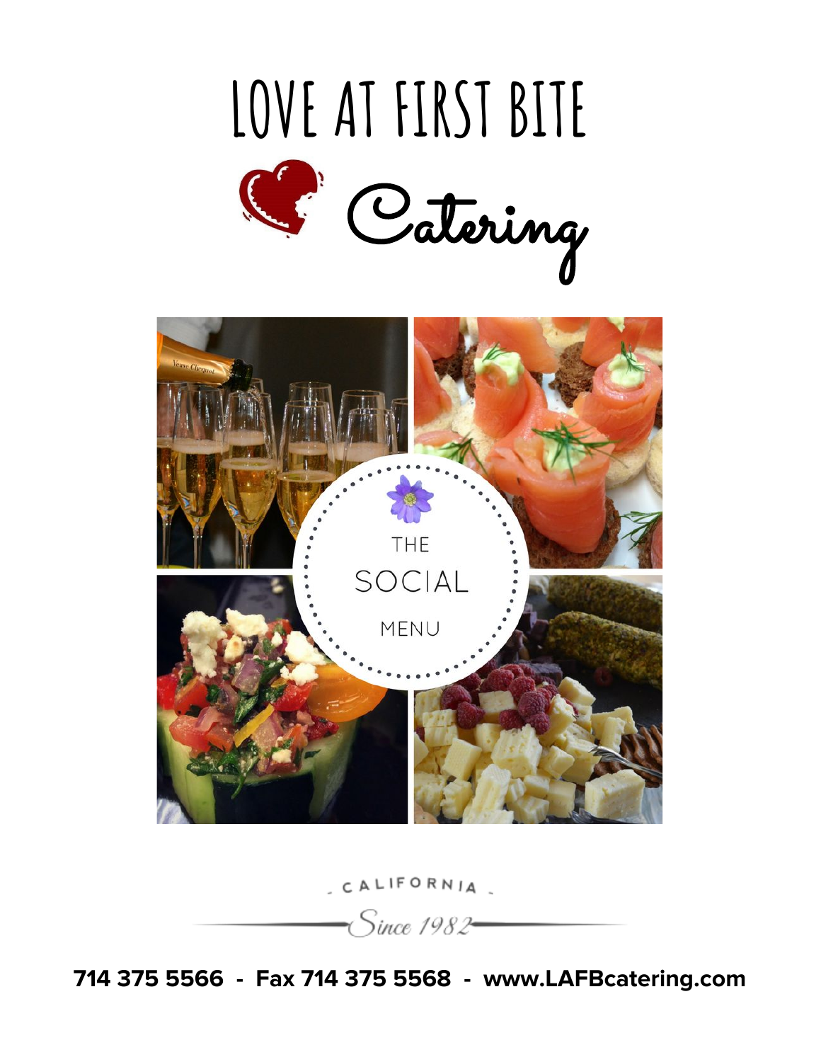# LOVE AT FIRST BITE

## Catering

THE

SOCIAL

MENU

CALIFORNIA

*Since 1982*

**714 375 5566 - Fax 714 375 5568 - www.LAFBcatering.com**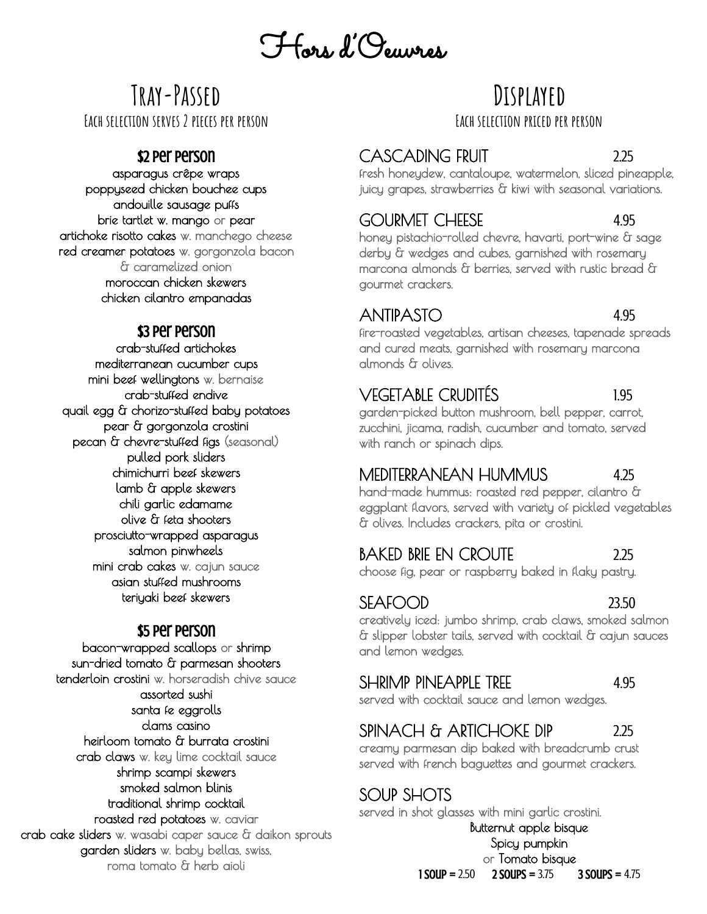# Hors d'Oeuvres

## Tray-Passed

Each selection serves 2 pieces per person

### $2 Per Person

asparagus crêpe wraps
poppyseed chicken bouchee cups
andouille sausage puffs
brie tartlet w. mango or pear
artichoke risotto cakes w. manchego cheese
red creamer potatoes w. gorgonzola bacon & caramelized onion
moroccan chicken skewers
chicken cilantro empanadas

### $3 Per Person

crab-stuffed artichokes
mediterranean cucumber cups
mini beef wellingtons w. bernaise
crab-stuffed endive
quail egg & chorizo-stuffed baby potatoes
pear & gorgonzola crostini
pecan & chevre-stuffed figs (seasonal)
pulled pork sliders
chimichurri beef skewers
lamb & apple skewers
chili garlic edamame
olive & feta shooters
prosciutto-wrapped asparagus
salmon pinwheels
mini crab cakes w. cajun sauce
asian stuffed mushrooms
teriyaki beef skewers

### $5 Per Person

bacon-wrapped scallops or shrimp
sun-dried tomato & parmesan shooters
tenderloin crostini w. horseradish chive sauce
assorted sushi
santa fe eggrolls
clams casino
heirloom tomato & burrata crostini
crab claws w. key lime cocktail sauce
shrimp scampi skewers
smoked salmon blinis
traditional shrimp cocktail
roasted red potatoes w. caviar
crab cake sliders w. wasabi caper sauce & daikon sprouts
garden sliders w. baby bellas, swiss, roma tomato & herb aioli

## Displayed

Each selection priced per person

**CASCADING FRUIT** 2.25
fresh honeydew, cantaloupe, watermelon, sliced pineapple, juicy grapes, strawberries & kiwi with seasonal variations.

**GOURMET CHEESE** 4.95
honey pistachio-rolled chevre, havarti, port-wine & sage derby & wedges and cubes, garnished with rosemary marcona almonds & berries, served with rustic bread & gourmet crackers.

**ANTIPASTO** 4.95
fire-roasted vegetables, artisan cheeses, tapenade spreads and cured meats, garnished with rosemary marcona almonds & olives.

**VEGETABLE CRUDITÉS** 1.95
garden-picked button mushroom, bell pepper, carrot, zucchini, jicama, radish, cucumber and tomato, served with ranch or spinach dips.

**MEDITERRANEAN HUMMUS** 4.25
hand-made hummus: roasted red pepper, cilantro & eggplant flavors, served with variety of pickled vegetables & olives. Includes crackers, pita or crostini.

**BAKED BRIE EN CROUTE** 2.25
choose fig, pear or raspberry baked in flaky pastry.

**SEAFOOD** 23.50
creatively iced: jumbo shrimp, crab claws, smoked salmon & slipper lobster tails, served with cocktail & cajun sauces and lemon wedges.

**SHRIMP PINEAPPLE TREE** 4.95
served with cocktail sauce and lemon wedges.

**SPINACH & ARTICHOKE DIP** 2.25
creamy parmesan dip baked with breadcrumb crust served with french baguettes and gourmet crackers.

**SOUP SHOTS**
served in shot glasses with mini garlic crostini.
Butternut apple bisque
Spicy pumpkin
or Tomato bisque

**1 SOUP** = 2.50 **2 SOUPS** = 3.75 **3 SOUPS** = 4.75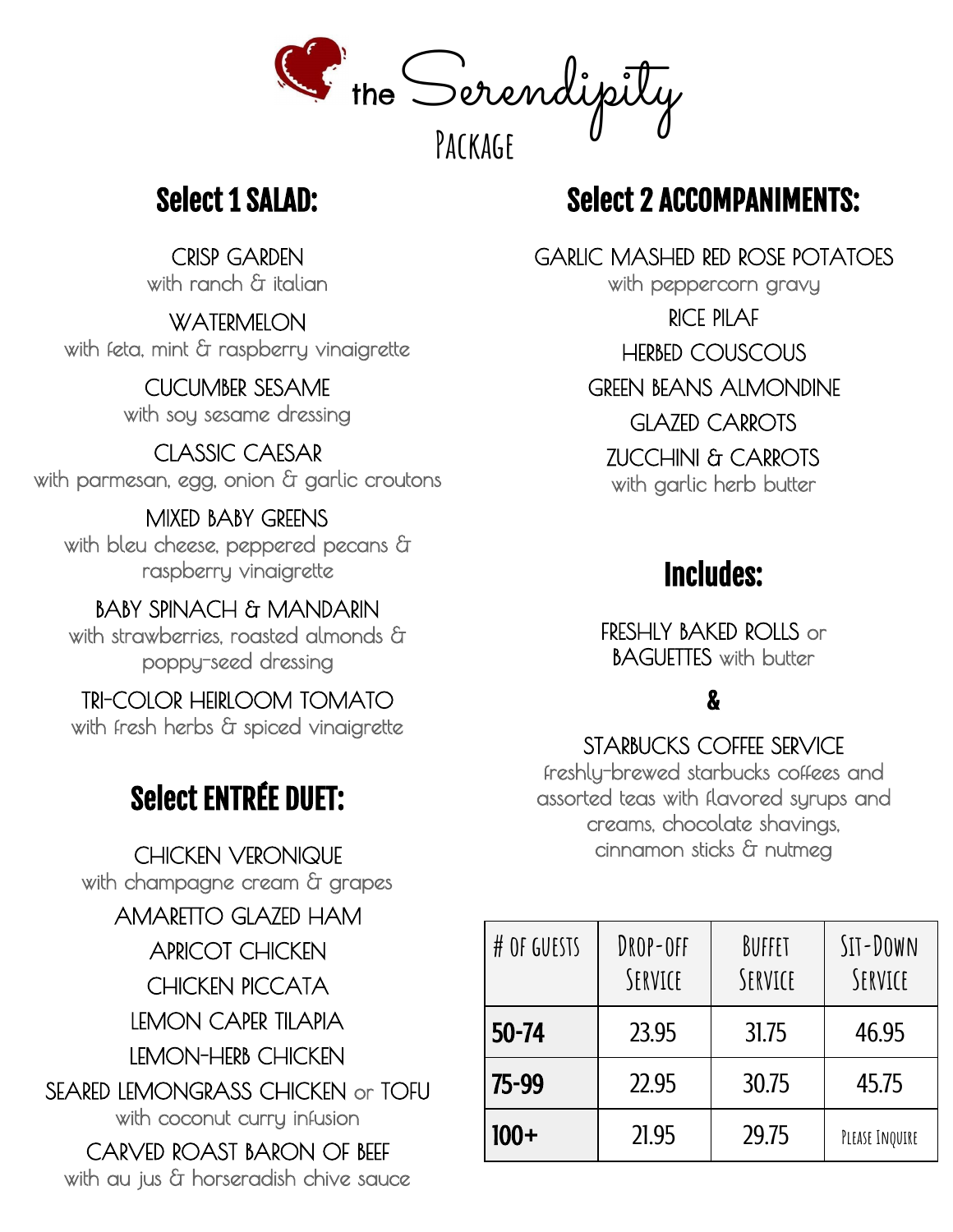# the Serendipity Package

## Select 1 SALAD:

CRISP GARDEN
with ranch & italian

WATERMELON
with feta, mint & raspberry vinaigrette

CUCUMBER SESAME
with soy sesame dressing

CLASSIC CAESAR
with parmesan, egg, onion & garlic croutons

MIXED BABY GREENS
with bleu cheese, peppered pecans & raspberry vinaigrette

BABY SPINACH & MANDARIN
with strawberries, roasted almonds & poppy-seed dressing

TRI-COLOR HEIRLOOM TOMATO
with fresh herbs & spiced vinaigrette

## Select ENTRÉE DUET:

CHICKEN VERONIQUE
with champagne cream & grapes

AMARETTO GLAZED HAM

APRICOT CHICKEN

CHICKEN PICCATA

LEMON CAPER TILAPIA

LEMON-HERB CHICKEN

SEARED LEMONGRASS CHICKEN or TOFU
with coconut curry infusion

CARVED ROAST BARON OF BEEF
with au jus & horseradish chive sauce

## Select 2 ACCOMPANIMENTS:

GARLIC MASHED RED ROSE POTATOES
with peppercorn gravy

RICE PILAF

HERBED COUSCOUS

GREEN BEANS ALMONDINE

GLAZED CARROTS

ZUCCHINI & CARROTS
with garlic herb butter

## Includes:

FRESHLY BAKED ROLLS or BAGUETTES with butter

**&**

STARBUCKS COFFEE SERVICE
freshly-brewed starbucks coffees and assorted teas with flavored syrups and creams, chocolate shavings, cinnamon sticks & nutmeg

| # of Guests | Drop-Off Service | Buffet Service | Sit-Down Service |
|---|---|---|---|
| **50-74** | 23.95 | 31.75 | 46.95 |
| **75-99** | 22.95 | 30.75 | 45.75 |
| **100+** | 21.95 | 29.75 | Please Inquire |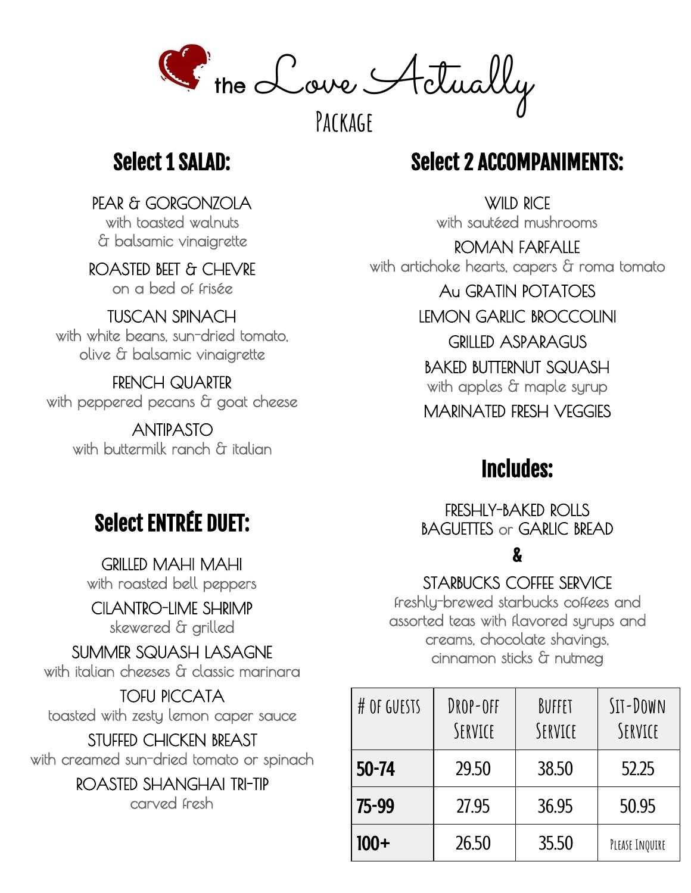# the Love Actually Package

## Select 1 SALAD:

PEAR & GORGONZOLA
with toasted walnuts
& balsamic vinaigrette

ROASTED BEET & CHEVRE
on a bed of frisée

TUSCAN SPINACH
with white beans, sun-dried tomato,
olive & balsamic vinaigrette

FRENCH QUARTER
with peppered pecans & goat cheese

ANTIPASTO
with buttermilk ranch & italian

## Select ENTRÉE DUET:

GRILLED MAHI MAHI
with roasted bell peppers

CILANTRO-LIME SHRIMP
skewered & grilled

SUMMER SQUASH LASAGNE
with italian cheeses & classic marinara

TOFU PICCATA
toasted with zesty lemon caper sauce

STUFFED CHICKEN BREAST
with creamed sun-dried tomato or spinach

ROASTED SHANGHAI TRI-TIP
carved fresh

## Select 2 ACCOMPANIMENTS:

WILD RICE
with sautéed mushrooms

ROMAN FARFALLE
with artichoke hearts, capers & roma tomato

Au GRATIN POTATOES

LEMON GARLIC BROCCOLINI

GRILLED ASPARAGUS

BAKED BUTTERNUT SQUASH
with apples & maple syrup

MARINATED FRESH VEGGIES

## Includes:

FRESHLY-BAKED ROLLS
BAGUETTES or GARLIC BREAD

&

STARBUCKS COFFEE SERVICE
freshly-brewed starbucks coffees and
assorted teas with flavored syrups and
creams, chocolate shavings,
cinnamon sticks & nutmeg

| # OF GUESTS | DROP-OFF SERVICE | BUFFET SERVICE | SIT-DOWN SERVICE |
|---|---|---|---|
| **50-74** | 29.50 | 38.50 | 52.25 |
| **75-99** | 27.95 | 36.95 | 50.95 |
| **100+** | 26.50 | 35.50 | PLEASE INQUIRE |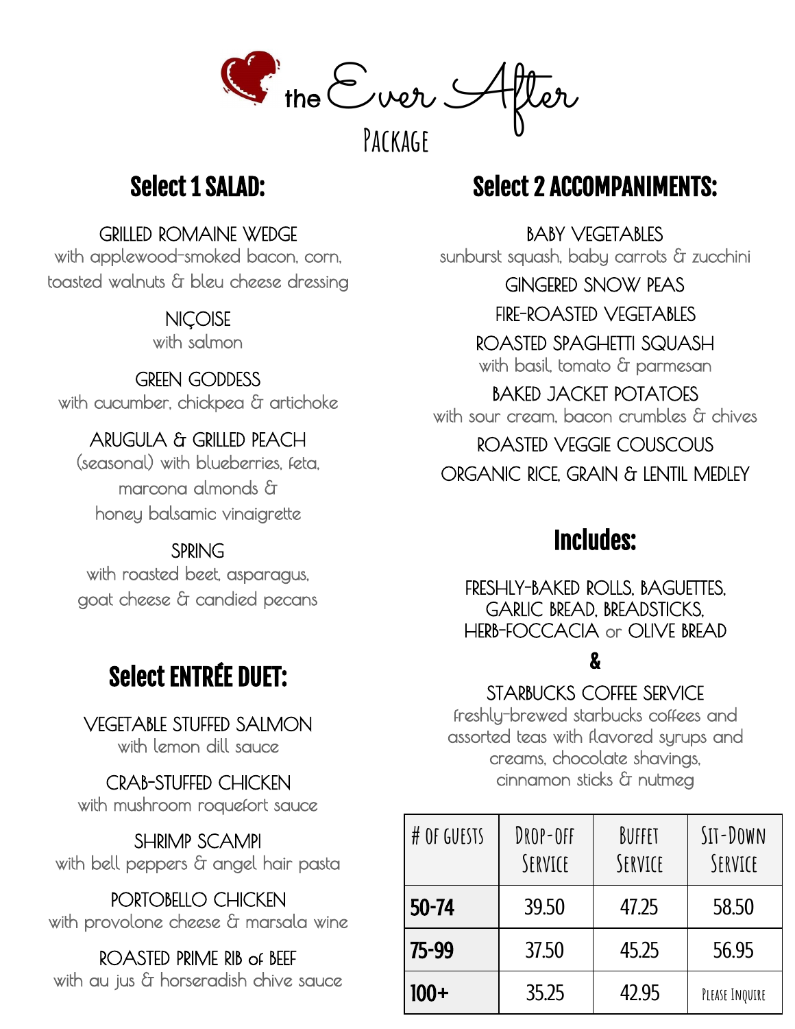# the Ever After Package

## Select 1 SALAD:

GRILLED ROMAINE WEDGE
with applewood-smoked bacon, corn, toasted walnuts & bleu cheese dressing

NIÇOISE
with salmon

GREEN GODDESS
with cucumber, chickpea & artichoke

ARUGULA & GRILLED PEACH
(seasonal) with blueberries, feta, marcona almonds & honey balsamic vinaigrette

SPRING
with roasted beet, asparagus, goat cheese & candied pecans

## Select ENTRÉE DUET:

VEGETABLE STUFFED SALMON
with lemon dill sauce

CRAB-STUFFED CHICKEN
with mushroom roquefort sauce

SHRIMP SCAMPI
with bell peppers & angel hair pasta

PORTOBELLO CHICKEN
with provolone cheese & marsala wine

ROASTED PRIME RIB of BEEF
with au jus & horseradish chive sauce

## Select 2 ACCOMPANIMENTS:

BABY VEGETABLES
sunburst squash, baby carrots & zucchini

GINGERED SNOW PEAS

FIRE-ROASTED VEGETABLES

ROASTED SPAGHETTI SQUASH
with basil, tomato & parmesan

BAKED JACKET POTATOES
with sour cream, bacon crumbles & chives

ROASTED VEGGIE COUSCOUS

ORGANIC RICE, GRAIN & LENTIL MEDLEY

## Includes:

FRESHLY-BAKED ROLLS, BAGUETTES, GARLIC BREAD, BREADSTICKS, HERB-FOCCACIA or OLIVE BREAD

&

STARBUCKS COFFEE SERVICE
freshly-brewed starbucks coffees and assorted teas with flavored syrups and creams, chocolate shavings, cinnamon sticks & nutmeg

| # OF GUESTS | DROP-OFF SERVICE | BUFFET SERVICE | SIT-DOWN SERVICE |
|---|---|---|---|
| **50-74** | 39.50 | 47.25 | 58.50 |
| **75-99** | 37.50 | 45.25 | 56.95 |
| **100+** | 35.25 | 42.95 | PLEASE INQUIRE |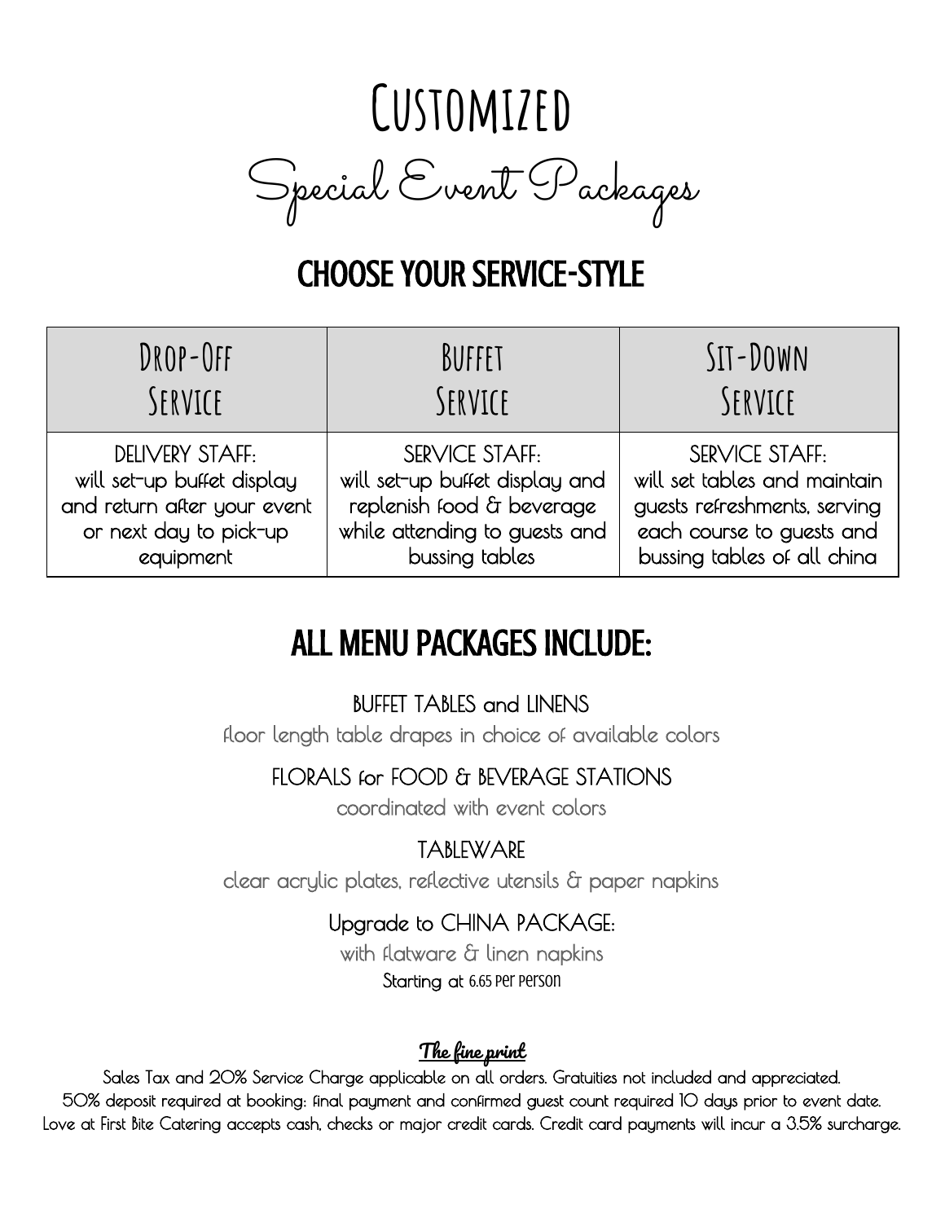# Customized

## Special Event Packages

## CHOOSE YOUR SERVICE-STYLE

| Drop-Off Service | Buffet Service | Sit-Down Service |
|---|---|---|
| DELIVERY STAFF: will set-up buffet display and return after your event or next day to pick-up equipment | SERVICE STAFF: will set-up buffet display and replenish food & beverage while attending to guests and bussing tables | SERVICE STAFF: will set tables and maintain guests refreshments, serving each course to guests and bussing tables of all china |

## ALL MENU PACKAGES INCLUDE:

BUFFET TABLES and LINENS
floor length table drapes in choice of available colors

FLORALS for FOOD & BEVERAGE STATIONS
coordinated with event colors

TABLEWARE
clear acrylic plates, reflective utensils & paper napkins

Upgrade to CHINA PACKAGE:
with flatware & linen napkins
Starting at 6.65 per person

**The fine print**

Sales Tax and 20% Service Charge applicable on all orders. Gratuities not included and appreciated.
50% deposit required at booking; final payment and confirmed guest count required 10 days prior to event date.
Love at First Bite Catering accepts cash, checks or major credit cards. Credit card payments will incur a 3.5% surcharge.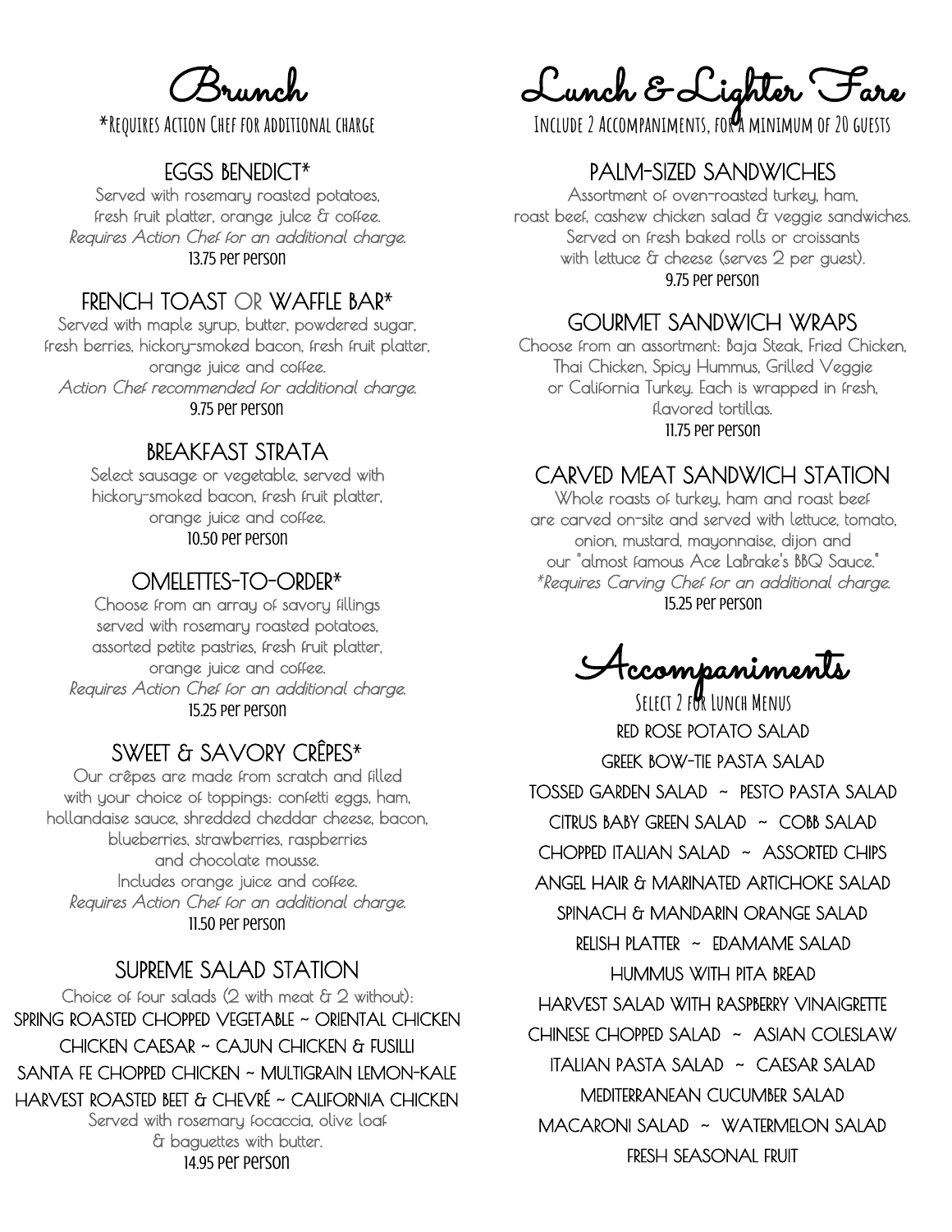# Brunch

*Requires Action Chef for additional charge

## EGGS BENEDICT*

Served with rosemary roasted potatoes, fresh fruit platter, orange juice & coffee.
*Requires Action Chef for an additional charge.*
13.75 per person

## FRENCH TOAST OR WAFFLE BAR*

Served with maple syrup, butter, powdered sugar, fresh berries, hickory-smoked bacon, fresh fruit platter, orange juice and coffee.
*Action Chef recommended for additional charge.*
9.75 per person

## BREAKFAST STRATA

Select sausage or vegetable, served with hickory-smoked bacon, fresh fruit platter, orange juice and coffee.
10.50 per person

## OMELETTES-TO-ORDER*

Choose from an array of savory fillings served with rosemary roasted potatoes, assorted petite pastries, fresh fruit platter, orange juice and coffee.
*Requires Action Chef for an additional charge.*
15.25 per person

## SWEET & SAVORY CRÊPES*

Our crêpes are made from scratch and filled with your choice of toppings: confetti eggs, ham, hollandaise sauce, shredded cheddar cheese, bacon, blueberries, strawberries, raspberries and chocolate mousse.
Includes orange juice and coffee.
*Requires Action Chef for an additional charge.*
11.50 per person

## SUPREME SALAD STATION

Choice of four salads (2 with meat & 2 without):
SPRING ROASTED CHOPPED VEGETABLE ~ ORIENTAL CHICKEN
CHICKEN CAESAR ~ CAJUN CHICKEN & FUSILLI
SANTA FE CHOPPED CHICKEN ~ MULTIGRAIN LEMON-KALE
HARVEST ROASTED BEET & CHEVRÉ ~ CALIFORNIA CHICKEN
Served with rosemary focaccia, olive loaf & baguettes with butter.
14.95 per person

# Lunch & Lighter Fare

Include 2 Accompaniments, for a minimum of 20 guests

## PALM-SIZED SANDWICHES

Assortment of oven-roasted turkey, ham, roast beef, cashew chicken salad & veggie sandwiches. Served on fresh baked rolls or croissants with lettuce & cheese (serves 2 per guest).
9.75 per person

## GOURMET SANDWICH WRAPS

Choose from an assortment: Baja Steak, Fried Chicken, Thai Chicken, Spicy Hummus, Grilled Veggie or California Turkey. Each is wrapped in fresh, flavored tortillas.
11.75 per person

## CARVED MEAT SANDWICH STATION

Whole roasts of turkey, ham and roast beef are carved on-site and served with lettuce, tomato, onion, mustard, mayonnaise, dijon and our "almost famous Ace LaBrake's BBQ Sauce."
*\*Requires Carving Chef for an additional charge.*
15.25 per person

# Accompaniments

Select 2 for Lunch Menus

RED ROSE POTATO SALAD
GREEK BOW-TIE PASTA SALAD
TOSSED GARDEN SALAD ~ PESTO PASTA SALAD
CITRUS BABY GREEN SALAD ~ COBB SALAD
CHOPPED ITALIAN SALAD ~ ASSORTED CHIPS
ANGEL HAIR & MARINATED ARTICHOKE SALAD
SPINACH & MANDARIN ORANGE SALAD
RELISH PLATTER ~ EDAMAME SALAD
HUMMUS WITH PITA BREAD
HARVEST SALAD WITH RASPBERRY VINAIGRETTE
CHINESE CHOPPED SALAD ~ ASIAN COLESLAW
ITALIAN PASTA SALAD ~ CAESAR SALAD
MEDITERRANEAN CUCUMBER SALAD
MACARONI SALAD ~ WATERMELON SALAD
FRESH SEASONAL FRUIT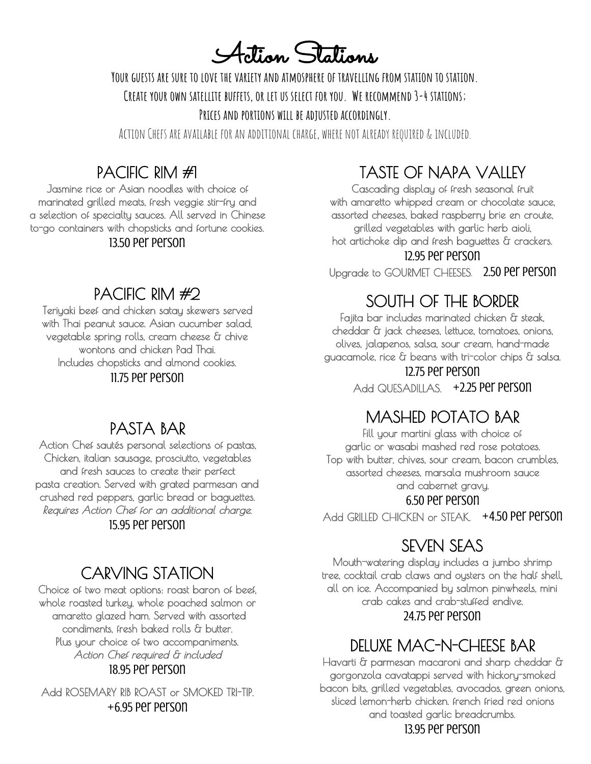# Action Stations

Your guests are sure to love the variety and atmosphere of travelling from station to station.
Create your own satellite buffets, or let us select for you. We recommend 3-4 stations;
Prices and portions will be adjusted accordingly.

Action Chefs are available for an additional charge, where not already required & included.

## PACIFIC RIM #1

Jasmine rice or Asian noodles with choice of marinated grilled meats, fresh veggie stir-fry and a selection of specialty sauces. All served in Chinese to-go containers with chopsticks and fortune cookies.

13.50 Per Person

## PACIFIC RIM #2

Teriyaki beef and chicken satay skewers served with Thai peanut sauce. Asian cucumber salad, vegetable spring rolls, cream cheese & chive wontons and chicken Pad Thai.
Includes chopsticks and almond cookies.

11.75 Per Person

## PASTA BAR

Action Chef sautés personal selections of pastas, Chicken, italian sausage, prosciutto, vegetables and fresh sauces to create their perfect pasta creation. Served with grated parmesan and crushed red peppers, garlic bread or baguettes.
*Requires Action Chef for an additional charge.*

15.95 Per Person

## CARVING STATION

Choice of two meat options: roast baron of beef, whole roasted turkey, whole poached salmon or amaretto glazed ham. Served with assorted condiments, fresh baked rolls & butter.
Plus your choice of two accompaniments.
*Action Chef required & included*

18.95 Per Person

Add ROSEMARY RIB ROAST or SMOKED TRI-TIP. +6.95 Per Person

## TASTE OF NAPA VALLEY

Cascading display of fresh seasonal fruit with amaretto whipped cream or chocolate sauce, assorted cheeses, baked raspberry brie en croute, grilled vegetables with garlic herb aioli, hot artichoke dip and fresh baguettes & crackers.

12.95 Per Person

Upgrade to GOURMET CHEESES. 2.50 Per Person

## SOUTH OF THE BORDER

Fajita bar includes marinated chicken & steak, cheddar & jack cheeses, lettuce, tomatoes, onions, olives, jalapenos, salsa, sour cream, hand-made guacamole, rice & beans with tri-color chips & salsa.

12.75 Per Person

Add QUESADILLAS. +2.25 Per Person

## MASHED POTATO BAR

Fill your martini glass with choice of garlic or wasabi mashed red rose potatoes. Top with butter, chives, sour cream, bacon crumbles, assorted cheeses, marsala mushroom sauce and cabernet gravy.

6.50 Per Person

Add GRILLED CHICKEN or STEAK. +4.50 Per Person

## SEVEN SEAS

Mouth-watering display includes a jumbo shrimp tree, cocktail crab claws and oysters on the half shell, all on ice. Accompanied by salmon pinwheels, mini crab cakes and crab-stuffed endive.

24.75 Per Person

## DELUXE MAC-N-CHEESE BAR

Havarti & parmesan macaroni and sharp cheddar & gorgonzola cavatappi served with hickory-smoked bacon bits, grilled vegetables, avocados, green onions, sliced lemon-herb chicken. french fried red onions and toasted garlic breadcrumbs.

13.95 Per Person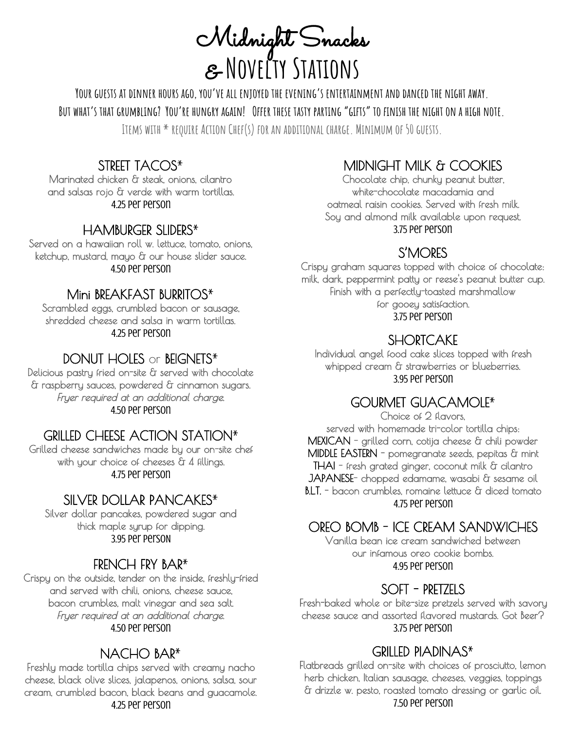# Midnight Snacks & Novelty Stations

Your guests at dinner hours ago, you've all enjoyed the evening's entertainment and danced the night away.
But what's that grumbling? You're hungry again! Offer these tasty parting "gifts" to finish the night on a high note.
Items with * require Action Chef(s) for an additional charge. Minimum of 50 guests.

### STREET TACOS*
Marinated chicken & steak, onions, cilantro and salsas rojo & verde with warm tortillas.
4.25 Per Person

### HAMBURGER SLIDERS*
Served on a hawaiian roll w. lettuce, tomato, onions, ketchup, mustard, mayo & our house slider sauce.
4.50 Per Person

### Mini BREAKFAST BURRITOS*
Scrambled eggs, crumbled bacon or sausage, shredded cheese and salsa in warm tortillas.
4.25 Per Person

### DONUT HOLES or BEIGNETS*
Delicious pastry fried on-site & served with chocolate & raspberry sauces, powdered & cinnamon sugars.
*Fryer required at an additional charge.*
4.50 Per Person

### GRILLED CHEESE ACTION STATION*
Grilled cheese sandwiches made by our on-site chef with your choice of cheeses & 4 fillings.
4.75 Per Person

### SILVER DOLLAR PANCAKES*
Silver dollar pancakes, powdered sugar and thick maple syrup for dipping.
3.95 Per Person

### FRENCH FRY BAR*
Crispy on the outside, tender on the inside, freshly-fried and served with chili, onions, cheese sauce, bacon crumbles, malt vinegar and sea salt.
*Fryer required at an additional charge.*
4.50 Per Person

### NACHO BAR*
Freshly made tortilla chips served with creamy nacho cheese, black olive slices, jalapenos, onions, salsa, sour cream, crumbled bacon, black beans and guacamole.
4.25 Per Person

### MIDNIGHT MILK & COOKIES
Chocolate chip, chunky peanut butter, white-chocolate macadamia and oatmeal raisin cookies. Served with fresh milk. Soy and almond milk available upon request.
3.75 Per Person

### S'MORES
Crispy graham squares topped with choice of chocolate: milk, dark, peppermint patty or reese's peanut butter cup. Finish with a perfectly-toasted marshmallow for gooey satisfaction.
3.75 Per Person

### SHORTCAKE
Individual angel food cake slices topped with fresh whipped cream & strawberries or blueberries.
3.95 Per Person

### GOURMET GUACAMOLE*
Choice of 2 flavors, served with homemade tri-color tortilla chips:
MEXICAN - grilled corn, cotija cheese & chili powder
MIDDLE EASTERN - pomegranate seeds, pepitas & mint
THAI - fresh grated ginger, coconut milk & cilantro
JAPANESE- chopped edamame, wasabi & sesame oil
B.L.T. - bacon crumbles, romaine lettuce & diced tomato
4.75 Per Person

### OREO BOMB - ICE CREAM SANDWICHES
Vanilla bean ice cream sandwiched between our infamous oreo cookie bombs.
4.95 Per Person

### SOFT - PRETZELS
Fresh-baked whole or bite-size pretzels served with savory cheese sauce and assorted flavored mustards. Got Beer?
3.75 Per Person

### GRILLED PIADINAS*
Flatbreads grilled on-site with choices of prosciutto, lemon herb chicken, Italian sausage, cheeses, veggies, toppings & drizzle w. pesto, roasted tomato dressing or garlic oil.
7.50 Per Person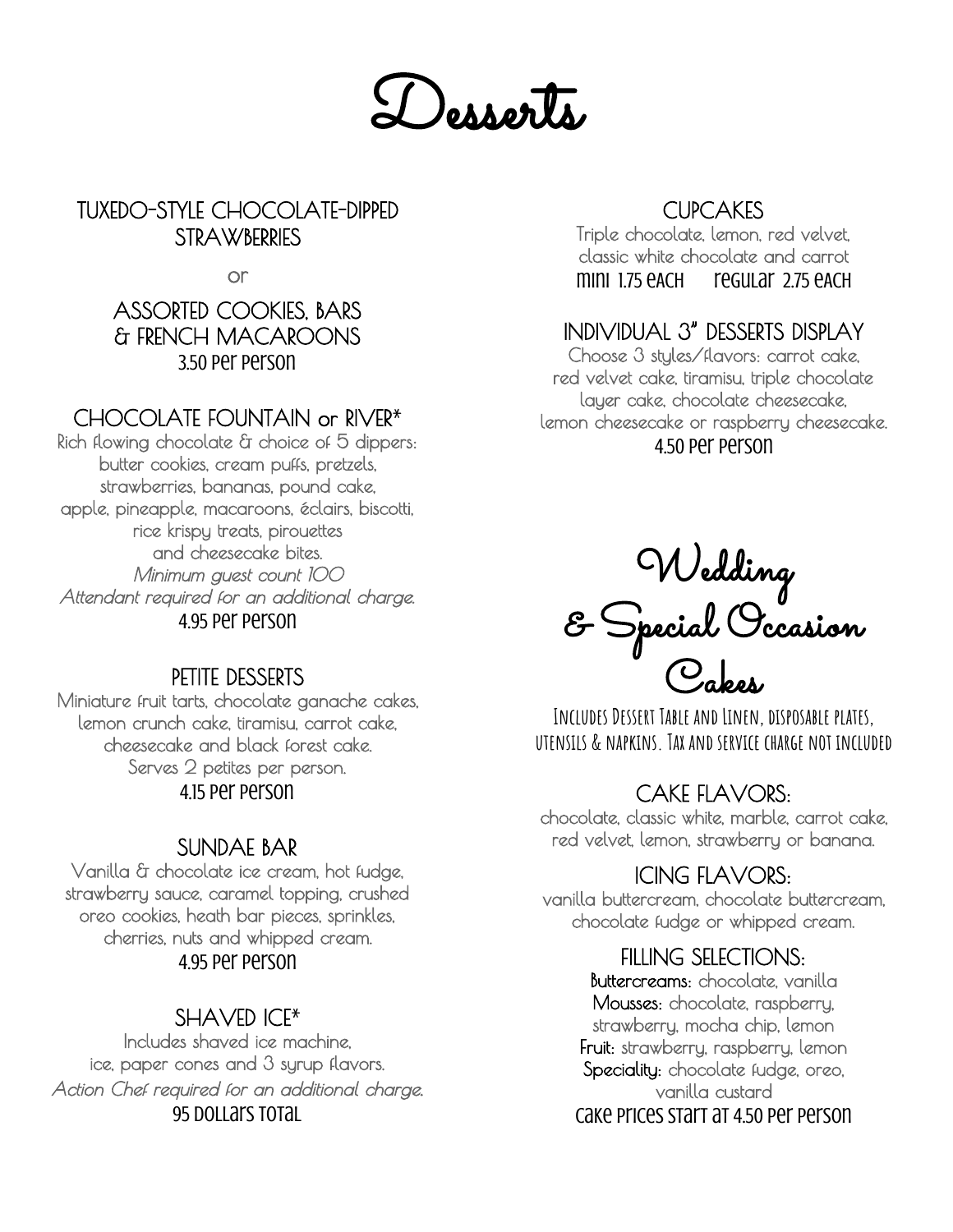# Desserts

## TUXEDO-STYLE CHOCOLATE-DIPPED STRAWBERRIES

or

## ASSORTED COOKIES, BARS & FRENCH MACAROONS

3.50 per person

## CHOCOLATE FOUNTAIN or RIVER*

Rich flowing chocolate & choice of 5 dippers: butter cookies, cream puffs, pretzels, strawberries, bananas, pound cake, apple, pineapple, macaroons, éclairs, biscotti, rice krispy treats, pirouettes and cheesecake bites.

*Minimum guest count 100*

*Attendant required for an additional charge.*

4.95 per person

## PETITE DESSERTS

Miniature fruit tarts, chocolate ganache cakes, lemon crunch cake, tiramisu, carrot cake, cheesecake and black forest cake.
Serves 2 petites per person.

4.15 per person

## SUNDAE BAR

Vanilla & chocolate ice cream, hot fudge, strawberry sauce, caramel topping, crushed oreo cookies, heath bar pieces, sprinkles, cherries, nuts and whipped cream.

4.95 per person

## SHAVED ICE*

Includes shaved ice machine, ice, paper cones and 3 syrup flavors.

*Action Chef required for an additional charge.*

95 dollars total

## CUPCAKES

Triple chocolate, lemon, red velvet, classic white chocolate and carrot

mini 1.75 each regular 2.75 each

## INDIVIDUAL 3" DESSERTS DISPLAY

Choose 3 styles/flavors: carrot cake, red velvet cake, tiramisu, triple chocolate layer cake, chocolate cheesecake, lemon cheesecake or raspberry cheesecake.

4.50 per person

# Wedding & Special Occasion Cakes

Includes Dessert Table and Linen, disposable plates, utensils & napkins. Tax and service charge not included

## CAKE FLAVORS:

chocolate, classic white, marble, carrot cake, red velvet, lemon, strawberry or banana.

## ICING FLAVORS:

vanilla buttercream, chocolate buttercream, chocolate fudge or whipped cream.

## FILLING SELECTIONS:

**Buttercreams:** chocolate, vanilla
**Mousses:** chocolate, raspberry, strawberry, mocha chip, lemon
**Fruit:** strawberry, raspberry, lemon
**Speciality:** chocolate fudge, oreo, vanilla custard

Cake prices start at 4.50 per person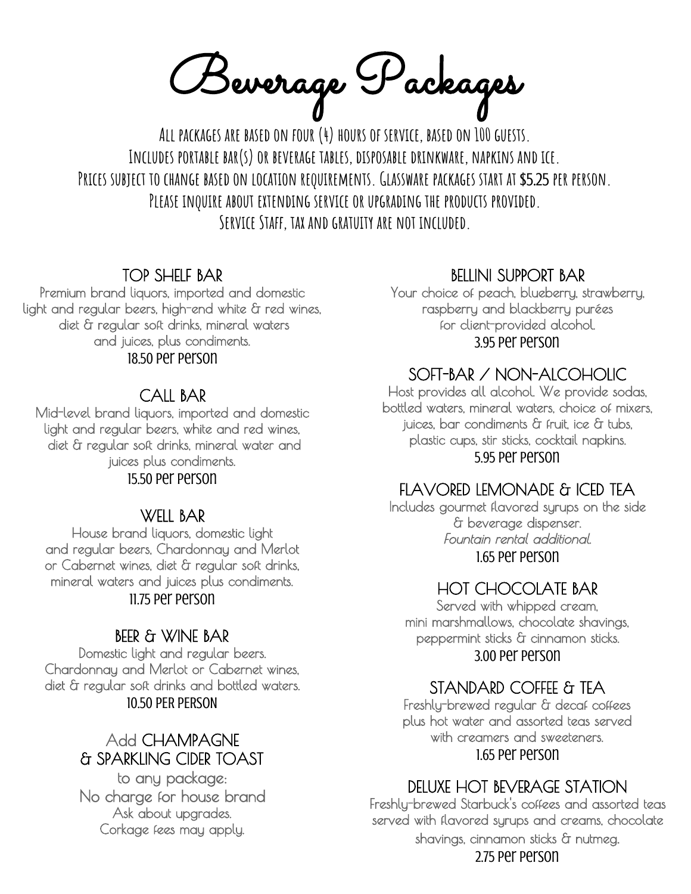# Beverage Packages

All packages are based on four (4) hours of service, based on 100 guests.
Includes portable bar(s) or beverage tables, disposable drinkware, napkins and ice.
Prices subject to change based on location requirements. Glassware packages start at $5.25 per person.
Please inquire about extending service or upgrading the products provided.
Service Staff, tax and gratuity are not included.

## TOP SHELF BAR

Premium brand liquors, imported and domestic light and regular beers, high-end white & red wines, diet & regular soft drinks, mineral waters and juices, plus condiments.

18.50 Per Person

## CALL BAR

Mid-level brand liquors, imported and domestic light and regular beers, white and red wines, diet & regular soft drinks, mineral water and juices plus condiments.

15.50 Per Person

## WELL BAR

House brand liquors, domestic light and regular beers, Chardonnay and Merlot or Cabernet wines, diet & regular soft drinks, mineral waters and juices plus condiments.

11.75 Per Person

## BEER & WINE BAR

Domestic light and regular beers. Chardonnay and Merlot or Cabernet wines, diet & regular soft drinks and bottled waters.

10.50 PER PERSON

## Add CHAMPAGNE & SPARKLING CIDER TOAST

to any package:
No charge for house brand
Ask about upgrades.
Corkage fees may apply.

## BELLINI SUPPORT BAR

Your choice of peach, blueberry, strawberry, raspberry and blackberry purées for client-provided alcohol.

3.95 Per Person

## SOFT-BAR / NON-ALCOHOLIC

Host provides all alcohol. We provide sodas, bottled waters, mineral waters, choice of mixers, juices, bar condiments & fruit, ice & tubs, plastic cups, stir sticks, cocktail napkins.

5.95 Per Person

## FLAVORED LEMONADE & ICED TEA

Includes gourmet flavored syrups on the side & beverage dispenser.
*Fountain rental additional.*

1.65 Per Person

## HOT CHOCOLATE BAR

Served with whipped cream, mini marshmallows, chocolate shavings, peppermint sticks & cinnamon sticks.

3.00 Per Person

## STANDARD COFFEE & TEA

Freshly-brewed regular & decaf coffees plus hot water and assorted teas served with creamers and sweeteners.

1.65 Per Person

## DELUXE HOT BEVERAGE STATION

Freshly-brewed Starbuck's coffees and assorted teas served with flavored syrups and creams, chocolate shavings, cinnamon sticks & nutmeg.

2.75 Per Person